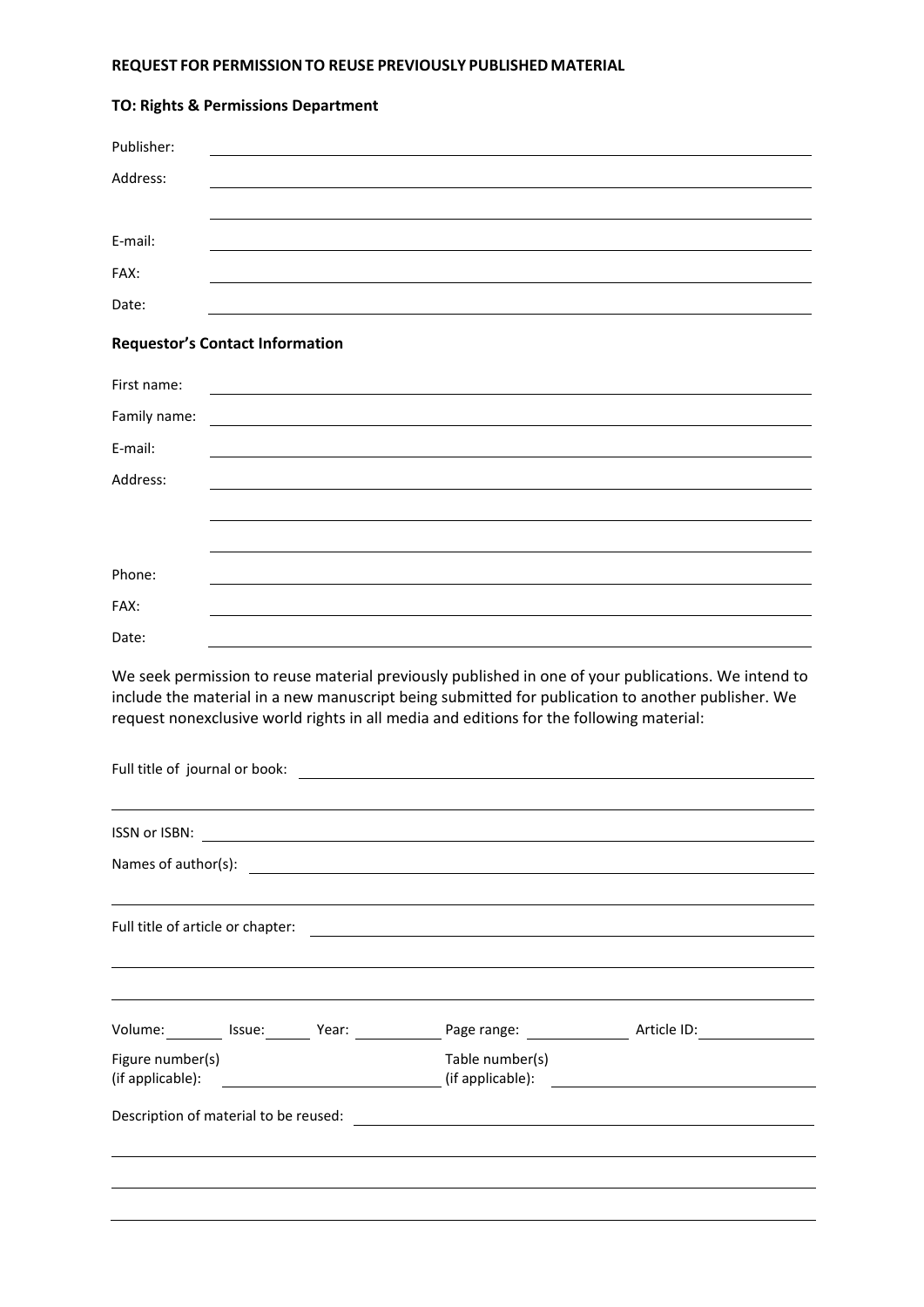**REQUEST FOR PERMISSION TO REUSE PREVIOUSLY PUBLISHED MATERIAL**

**TO: Rights & Permissions Department**

Publisher: \_\_\_\_\_\_\_\_\_\_\_\_\_\_\_\_\_\_\_\_\_\_\_\_\_\_\_\_\_\_\_\_\_\_\_\_\_\_\_\_

Address: \_\_\_\_\_\_\_\_\_\_\_\_\_\_\_\_\_\_\_\_\_\_\_\_\_\_\_\_\_\_\_\_\_\_\_\_\_\_\_\_

\_\_\_\_\_\_\_\_\_\_\_\_\_\_\_\_\_\_\_\_\_\_\_\_\_\_\_\_\_\_\_\_\_\_\_\_\_\_\_\_

E-mail: \_\_\_\_\_\_\_\_\_\_\_\_\_\_\_\_\_\_\_\_\_\_\_\_\_\_\_\_\_\_\_\_\_\_\_\_\_\_\_\_

FAX: \_\_\_\_\_\_\_\_\_\_\_\_\_\_\_\_\_\_\_\_\_\_\_\_\_\_\_\_\_\_\_\_\_\_\_\_\_\_\_\_

Date: \_\_\_\_\_\_\_\_\_\_\_\_\_\_\_\_\_\_\_\_\_\_\_\_\_\_\_\_\_\_\_\_\_\_\_\_\_\_\_\_

**Requestor's Contact Information**

First name: \_\_\_\_\_\_\_\_\_\_\_\_\_\_\_\_\_\_\_\_\_\_\_\_\_\_\_\_\_\_\_\_\_\_\_\_\_\_\_\_

Family name: \_\_\_\_\_\_\_\_\_\_\_\_\_\_\_\_\_\_\_\_\_\_\_\_\_\_\_\_\_\_\_\_\_\_\_\_\_\_\_\_

E-mail: \_\_\_\_\_\_\_\_\_\_\_\_\_\_\_\_\_\_\_\_\_\_\_\_\_\_\_\_\_\_\_\_\_\_\_\_\_\_\_\_

Address: \_\_\_\_\_\_\_\_\_\_\_\_\_\_\_\_\_\_\_\_\_\_\_\_\_\_\_\_\_\_\_\_\_\_\_\_\_\_\_\_

\_\_\_\_\_\_\_\_\_\_\_\_\_\_\_\_\_\_\_\_\_\_\_\_\_\_\_\_\_\_\_\_\_\_\_\_\_\_\_\_

\_\_\_\_\_\_\_\_\_\_\_\_\_\_\_\_\_\_\_\_\_\_\_\_\_\_\_\_\_\_\_\_\_\_\_\_\_\_\_\_

Phone: \_\_\_\_\_\_\_\_\_\_\_\_\_\_\_\_\_\_\_\_\_\_\_\_\_\_\_\_\_\_\_\_\_\_\_\_\_\_\_\_

FAX: \_\_\_\_\_\_\_\_\_\_\_\_\_\_\_\_\_\_\_\_\_\_\_\_\_\_\_\_\_\_\_\_\_\_\_\_\_\_\_\_

Date: \_\_\_\_\_\_\_\_\_\_\_\_\_\_\_\_\_\_\_\_\_\_\_\_\_\_\_\_\_\_\_\_\_\_\_\_\_\_\_\_

We seek permission to reuse material previously published in one of your publications. We intend to include the material in a new manuscript being submitted for publication to another publisher. We request nonexclusive world rights in all media and editions for the following material:

Full title of journal or book: \_\_\_\_\_\_\_\_\_\_\_\_\_\_\_\_\_\_\_\_\_\_\_\_\_\_\_\_\_\_\_\_\_\_\_\_\_\_\_\_

\_\_\_\_\_\_\_\_\_\_\_\_\_\_\_\_\_\_\_\_\_\_\_\_\_\_\_\_\_\_\_\_\_\_\_\_\_\_\_\_

ISSN or ISBN: \_\_\_\_\_\_\_\_\_\_\_\_\_\_\_\_\_\_\_\_\_\_\_\_\_\_\_\_\_\_\_\_\_\_\_\_\_\_\_\_

Names of author(s): \_\_\_\_\_\_\_\_\_\_\_\_\_\_\_\_\_\_\_\_\_\_\_\_\_\_\_\_\_\_\_\_\_\_\_\_\_\_\_\_

\_\_\_\_\_\_\_\_\_\_\_\_\_\_\_\_\_\_\_\_\_\_\_\_\_\_\_\_\_\_\_\_\_\_\_\_\_\_\_\_

Full title of article or chapter: \_\_\_\_\_\_\_\_\_\_\_\_\_\_\_\_\_\_\_\_\_\_\_\_\_\_\_\_\_\_\_\_\_\_\_\_\_\_\_\_

\_\_\_\_\_\_\_\_\_\_\_\_\_\_\_\_\_\_\_\_\_\_\_\_\_\_\_\_\_\_\_\_\_\_\_\_\_\_\_\_

\_\_\_\_\_\_\_\_\_\_\_\_\_\_\_\_\_\_\_\_\_\_\_\_\_\_\_\_\_\_\_\_\_\_\_\_\_\_\_\_

Volume: \_\_\_\_\_\_ Issue: \_\_\_\_\_\_ Year: \_\_\_\_\_\_ Page range: \_\_\_\_\_\_ Article ID: \_\_\_\_\_\_

Figure number(s) (if applicable): \_\_\_\_\_\_\_\_\_\_\_\_\_\_\_\_ Table number(s) (if applicable): \_\_\_\_\_\_\_\_\_\_\_\_\_\_\_\_

Description of material to be reused: \_\_\_\_\_\_\_\_\_\_\_\_\_\_\_\_\_\_\_\_\_\_\_\_\_\_\_\_\_\_\_\_\_\_\_\_\_\_\_\_

\_\_\_\_\_\_\_\_\_\_\_\_\_\_\_\_\_\_\_\_\_\_\_\_\_\_\_\_\_\_\_\_\_\_\_\_\_\_\_\_

\_\_\_\_\_\_\_\_\_\_\_\_\_\_\_\_\_\_\_\_\_\_\_\_\_\_\_\_\_\_\_\_\_\_\_\_\_\_\_\_

\_\_\_\_\_\_\_\_\_\_\_\_\_\_\_\_\_\_\_\_\_\_\_\_\_\_\_\_\_\_\_\_\_\_\_\_\_\_\_\_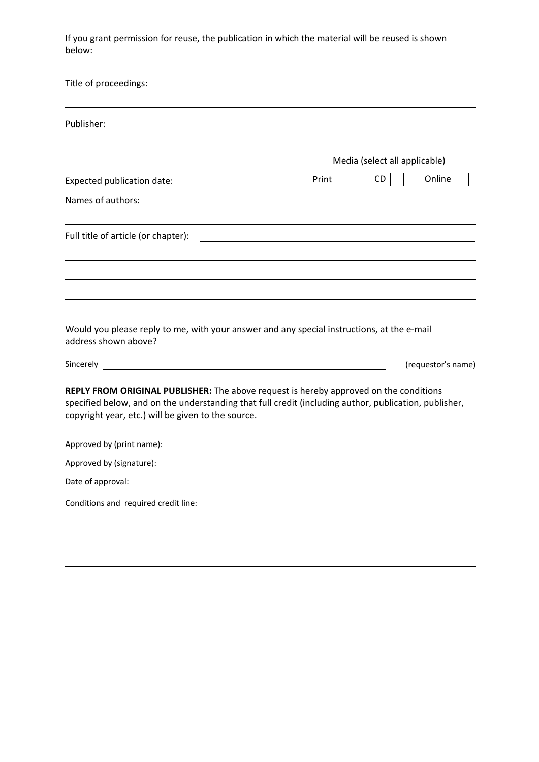If you grant permission for reuse, the publication in which the material will be reused is shown below:

Title of proceedings: \_\_\_\_\_\_\_\_\_\_\_\_\_\_\_\_\_\_\_\_\_\_\_\_\_\_\_\_\_\_\_\_\_\_\_\_\_\_\_\_

\_\_\_\_\_\_\_\_\_\_\_\_\_\_\_\_\_\_\_\_\_\_\_\_\_\_\_\_\_\_\_\_\_\_\_\_\_\_\_\_\_\_\_\_\_\_\_\_\_\_\_\_\_\_\_\_

Publisher: \_\_\_\_\_\_\_\_\_\_\_\_\_\_\_\_\_\_\_\_\_\_\_\_\_\_\_\_\_\_\_\_\_\_\_\_\_\_\_\_\_\_\_\_\_\_\_\_

\_\_\_\_\_\_\_\_\_\_\_\_\_\_\_\_\_\_\_\_\_\_\_\_\_\_\_\_\_\_\_\_\_\_\_\_\_\_\_\_\_\_\_\_\_\_\_\_\_\_\_\_\_\_\_\_

Media (select all applicable)

Expected publication date: \_\_\_\_\_\_\_\_\_\_\_\_\_\_\_\_\_\_\_\_ Print ☐ CD ☐ Online ☐

Names of authors: \_\_\_\_\_\_\_\_\_\_\_\_\_\_\_\_\_\_\_\_\_\_\_\_\_\_\_\_\_\_\_\_\_\_\_\_\_\_\_\_\_\_\_\_

\_\_\_\_\_\_\_\_\_\_\_\_\_\_\_\_\_\_\_\_\_\_\_\_\_\_\_\_\_\_\_\_\_\_\_\_\_\_\_\_\_\_\_\_\_\_\_\_\_\_\_\_\_\_\_\_

Full title of article (or chapter): \_\_\_\_\_\_\_\_\_\_\_\_\_\_\_\_\_\_\_\_\_\_\_\_\_\_\_\_\_\_\_\_\_\_\_\_

\_\_\_\_\_\_\_\_\_\_\_\_\_\_\_\_\_\_\_\_\_\_\_\_\_\_\_\_\_\_\_\_\_\_\_\_\_\_\_\_\_\_\_\_\_\_\_\_\_\_\_\_\_\_\_\_

\_\_\_\_\_\_\_\_\_\_\_\_\_\_\_\_\_\_\_\_\_\_\_\_\_\_\_\_\_\_\_\_\_\_\_\_\_\_\_\_\_\_\_\_\_\_\_\_\_\_\_\_\_\_\_\_

\_\_\_\_\_\_\_\_\_\_\_\_\_\_\_\_\_\_\_\_\_\_\_\_\_\_\_\_\_\_\_\_\_\_\_\_\_\_\_\_\_\_\_\_\_\_\_\_\_\_\_\_\_\_\_\_

Would you please reply to me, with your answer and any special instructions, at the e-mail address shown above?

Sincerely \_\_\_\_\_\_\_\_\_\_\_\_\_\_\_\_\_\_\_\_\_\_\_\_\_\_\_\_\_\_\_\_\_\_\_\_\_\_\_\_ (requestor's name)

**REPLY FROM ORIGINAL PUBLISHER:** The above request is hereby approved on the conditions specified below, and on the understanding that full credit (including author, publication, publisher, copyright year, etc.) will be given to the source.

Approved by (print name): \_\_\_\_\_\_\_\_\_\_\_\_\_\_\_\_\_\_\_\_\_\_\_\_\_\_\_\_\_\_\_\_\_\_\_\_\_\_\_\_

Approved by (signature): \_\_\_\_\_\_\_\_\_\_\_\_\_\_\_\_\_\_\_\_\_\_\_\_\_\_\_\_\_\_\_\_\_\_\_\_\_\_\_\_

Date of approval: \_\_\_\_\_\_\_\_\_\_\_\_\_\_\_\_\_\_\_\_\_\_\_\_\_\_\_\_\_\_\_\_\_\_\_\_\_\_\_\_\_\_\_\_

Conditions and required credit line: \_\_\_\_\_\_\_\_\_\_\_\_\_\_\_\_\_\_\_\_\_\_\_\_\_\_\_\_\_\_\_\_\_\_\_\_

\_\_\_\_\_\_\_\_\_\_\_\_\_\_\_\_\_\_\_\_\_\_\_\_\_\_\_\_\_\_\_\_\_\_\_\_\_\_\_\_\_\_\_\_\_\_\_\_\_\_\_\_\_\_\_\_

\_\_\_\_\_\_\_\_\_\_\_\_\_\_\_\_\_\_\_\_\_\_\_\_\_\_\_\_\_\_\_\_\_\_\_\_\_\_\_\_\_\_\_\_\_\_\_\_\_\_\_\_\_\_\_\_

\_\_\_\_\_\_\_\_\_\_\_\_\_\_\_\_\_\_\_\_\_\_\_\_\_\_\_\_\_\_\_\_\_\_\_\_\_\_\_\_\_\_\_\_\_\_\_\_\_\_\_\_\_\_\_\_